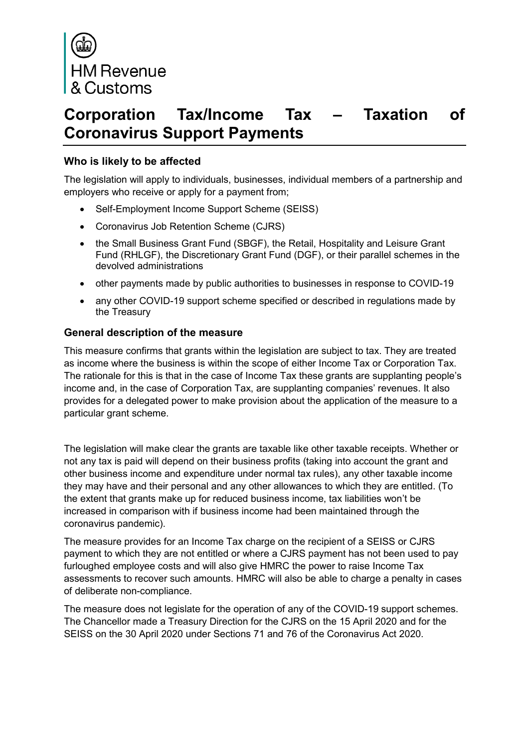HM Revenue & Customs

# Corporation Tax/Income Tax – Taxation of Coronavirus Support Payments

### Who is likely to be affected

The legislation will apply to individuals, businesses, individual members of a partnership and employers who receive or apply for a payment from;

- Self-Employment Income Support Scheme (SEISS)
- Coronavirus Job Retention Scheme (CJRS)
- the Small Business Grant Fund (SBGF), the Retail, Hospitality and Leisure Grant Fund (RHLGF), the Discretionary Grant Fund (DGF), or their parallel schemes in the devolved administrations
- other payments made by public authorities to businesses in response to COVID-19
- any other COVID-19 support scheme specified or described in regulations made by the Treasury

### General description of the measure

This measure confirms that grants within the legislation are subject to tax. They are treated as income where the business is within the scope of either Income Tax or Corporation Tax. The rationale for this is that in the case of Income Tax these grants are supplanting people's income and, in the case of Corporation Tax, are supplanting companies' revenues. It also provides for a delegated power to make provision about the application of the measure to a particular grant scheme.

The legislation will make clear the grants are taxable like other taxable receipts. Whether or not any tax is paid will depend on their business profits (taking into account the grant and other business income and expenditure under normal tax rules), any other taxable income they may have and their personal and any other allowances to which they are entitled. (To the extent that grants make up for reduced business income, tax liabilities won't be increased in comparison with if business income had been maintained through the coronavirus pandemic).

The measure provides for an Income Tax charge on the recipient of a SEISS or CJRS payment to which they are not entitled or where a CJRS payment has not been used to pay furloughed employee costs and will also give HMRC the power to raise Income Tax assessments to recover such amounts. HMRC will also be able to charge a penalty in cases of deliberate non-compliance.

The measure does not legislate for the operation of any of the COVID-19 support schemes. The Chancellor made a Treasury Direction for the CJRS on the 15 April 2020 and for the SEISS on the 30 April 2020 under Sections 71 and 76 of the Coronavirus Act 2020.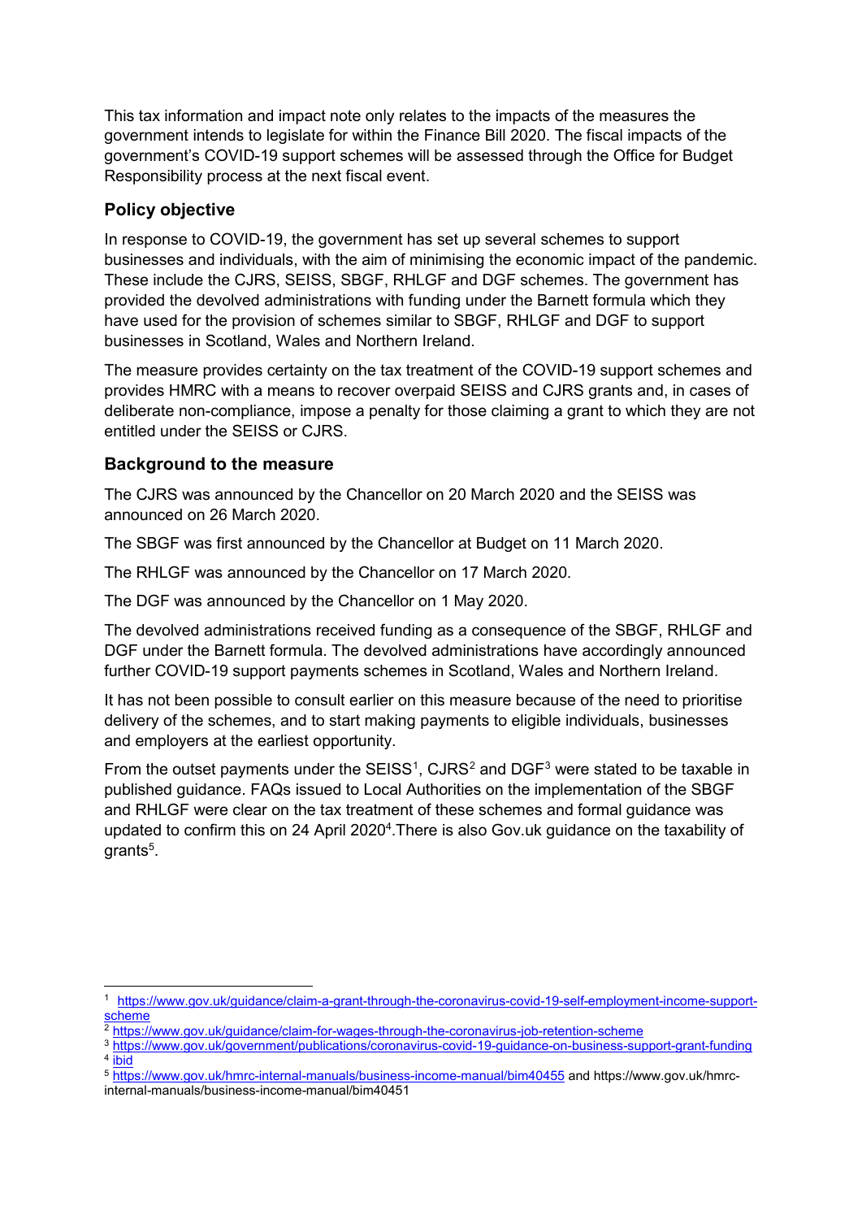This tax information and impact note only relates to the impacts of the measures the government intends to legislate for within the Finance Bill 2020. The fiscal impacts of the government's COVID-19 support schemes will be assessed through the Office for Budget Responsibility process at the next fiscal event.

## Policy objective

In response to COVID-19, the government has set up several schemes to support businesses and individuals, with the aim of minimising the economic impact of the pandemic. These include the CJRS, SEISS, SBGF, RHLGF and DGF schemes. The government has provided the devolved administrations with funding under the Barnett formula which they have used for the provision of schemes similar to SBGF, RHLGF and DGF to support businesses in Scotland, Wales and Northern Ireland.

The measure provides certainty on the tax treatment of the COVID-19 support schemes and provides HMRC with a means to recover overpaid SEISS and CJRS grants and, in cases of deliberate non-compliance, impose a penalty for those claiming a grant to which they are not entitled under the SEISS or CJRS.

## Background to the measure

The CJRS was announced by the Chancellor on 20 March 2020 and the SEISS was announced on 26 March 2020.

The SBGF was first announced by the Chancellor at Budget on 11 March 2020.

The RHLGF was announced by the Chancellor on 17 March 2020.

The DGF was announced by the Chancellor on 1 May 2020.

The devolved administrations received funding as a consequence of the SBGF, RHLGF and DGF under the Barnett formula. The devolved administrations have accordingly announced further COVID-19 support payments schemes in Scotland, Wales and Northern Ireland.

It has not been possible to consult earlier on this measure because of the need to prioritise delivery of the schemes, and to start making payments to eligible individuals, businesses and employers at the earliest opportunity.

From the outset payments under the SEISS[1], CJRS[2] and DGF[3] were stated to be taxable in published guidance. FAQs issued to Local Authorities on the implementation of the SBGF and RHLGF were clear on the tax treatment of these schemes and formal guidance was updated to confirm this on 24 April 2020[4].There is also Gov.uk guidance on the taxability of grants[5].

---

[1] https://www.gov.uk/guidance/claim-a-grant-through-the-coronavirus-covid-19-self-employment-income-support-scheme

[2] https://www.gov.uk/guidance/claim-for-wages-through-the-coronavirus-job-retention-scheme

[3] https://www.gov.uk/government/publications/coronavirus-covid-19-guidance-on-business-support-grant-funding

[4] ibid

[5] https://www.gov.uk/hmrc-internal-manuals/business-income-manual/bim40455 and https://www.gov.uk/hmrc-internal-manuals/business-income-manual/bim40451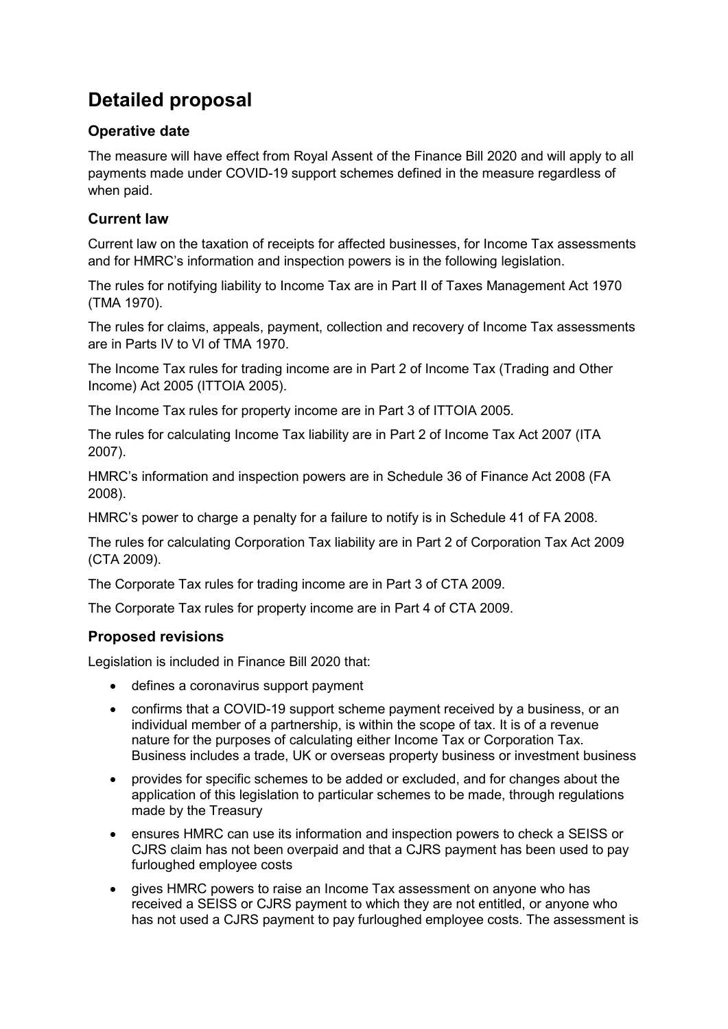# Detailed proposal

## Operative date

The measure will have effect from Royal Assent of the Finance Bill 2020 and will apply to all payments made under COVID-19 support schemes defined in the measure regardless of when paid.

## Current law

Current law on the taxation of receipts for affected businesses, for Income Tax assessments and for HMRC's information and inspection powers is in the following legislation.

The rules for notifying liability to Income Tax are in Part II of Taxes Management Act 1970 (TMA 1970).

The rules for claims, appeals, payment, collection and recovery of Income Tax assessments are in Parts IV to VI of TMA 1970.

The Income Tax rules for trading income are in Part 2 of Income Tax (Trading and Other Income) Act 2005 (ITTOIA 2005).

The Income Tax rules for property income are in Part 3 of ITTOIA 2005.

The rules for calculating Income Tax liability are in Part 2 of Income Tax Act 2007 (ITA 2007).

HMRC's information and inspection powers are in Schedule 36 of Finance Act 2008 (FA 2008).

HMRC's power to charge a penalty for a failure to notify is in Schedule 41 of FA 2008.

The rules for calculating Corporation Tax liability are in Part 2 of Corporation Tax Act 2009 (CTA 2009).

The Corporate Tax rules for trading income are in Part 3 of CTA 2009.

The Corporate Tax rules for property income are in Part 4 of CTA 2009.

## Proposed revisions

Legislation is included in Finance Bill 2020 that:

- defines a coronavirus support payment
- confirms that a COVID-19 support scheme payment received by a business, or an individual member of a partnership, is within the scope of tax. It is of a revenue nature for the purposes of calculating either Income Tax or Corporation Tax. Business includes a trade, UK or overseas property business or investment business
- provides for specific schemes to be added or excluded, and for changes about the application of this legislation to particular schemes to be made, through regulations made by the Treasury
- ensures HMRC can use its information and inspection powers to check a SEISS or CJRS claim has not been overpaid and that a CJRS payment has been used to pay furloughed employee costs
- gives HMRC powers to raise an Income Tax assessment on anyone who has received a SEISS or CJRS payment to which they are not entitled, or anyone who has not used a CJRS payment to pay furloughed employee costs. The assessment is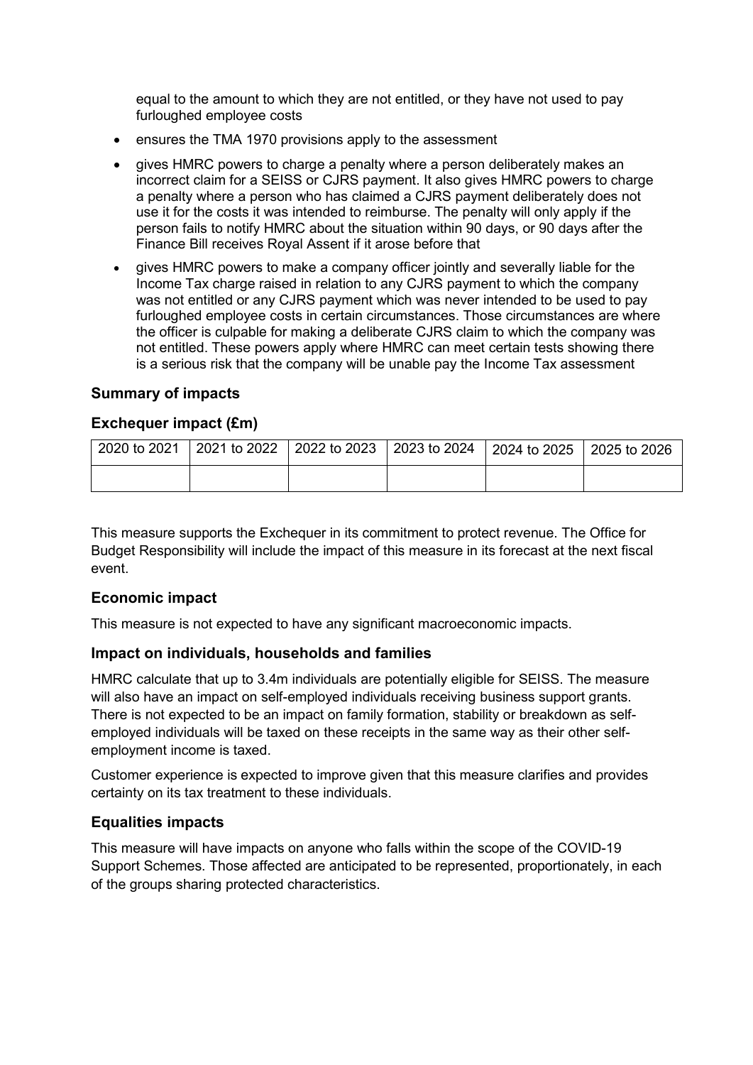equal to the amount to which they are not entitled, or they have not used to pay furloughed employee costs

- ensures the TMA 1970 provisions apply to the assessment
- gives HMRC powers to charge a penalty where a person deliberately makes an incorrect claim for a SEISS or CJRS payment. It also gives HMRC powers to charge a penalty where a person who has claimed a CJRS payment deliberately does not use it for the costs it was intended to reimburse. The penalty will only apply if the person fails to notify HMRC about the situation within 90 days, or 90 days after the Finance Bill receives Royal Assent if it arose before that
- gives HMRC powers to make a company officer jointly and severally liable for the Income Tax charge raised in relation to any CJRS payment to which the company was not entitled or any CJRS payment which was never intended to be used to pay furloughed employee costs in certain circumstances. Those circumstances are where the officer is culpable for making a deliberate CJRS claim to which the company was not entitled. These powers apply where HMRC can meet certain tests showing there is a serious risk that the company will be unable pay the Income Tax assessment

### Summary of impacts

### Exchequer impact (£m)

| 2020 to 2021 | 2021 to 2022 | 2022 to 2023 | 2023 to 2024 | 2024 to 2025 | 2025 to 2026 |
|---|---|---|---|---|---|
| | | | | | |

This measure supports the Exchequer in its commitment to protect revenue. The Office for Budget Responsibility will include the impact of this measure in its forecast at the next fiscal event.

### Economic impact

This measure is not expected to have any significant macroeconomic impacts.

### Impact on individuals, households and families

HMRC calculate that up to 3.4m individuals are potentially eligible for SEISS. The measure will also have an impact on self-employed individuals receiving business support grants. There is not expected to be an impact on family formation, stability or breakdown as self-employed individuals will be taxed on these receipts in the same way as their other self-employment income is taxed.

Customer experience is expected to improve given that this measure clarifies and provides certainty on its tax treatment to these individuals.

### Equalities impacts

This measure will have impacts on anyone who falls within the scope of the COVID-19 Support Schemes. Those affected are anticipated to be represented, proportionately, in each of the groups sharing protected characteristics.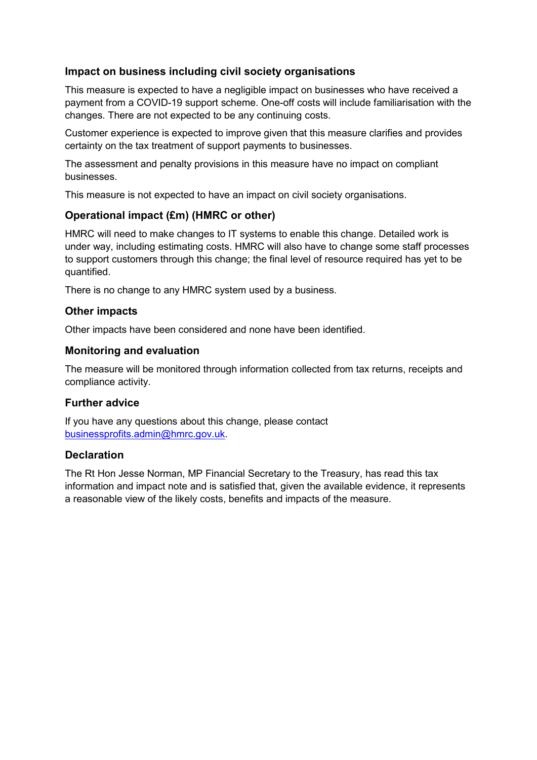### Impact on business including civil society organisations

This measure is expected to have a negligible impact on businesses who have received a payment from a COVID-19 support scheme. One-off costs will include familiarisation with the changes. There are not expected to be any continuing costs.

Customer experience is expected to improve given that this measure clarifies and provides certainty on the tax treatment of support payments to businesses.

The assessment and penalty provisions in this measure have no impact on compliant businesses.

This measure is not expected to have an impact on civil society organisations.

### Operational impact (£m) (HMRC or other)

HMRC will need to make changes to IT systems to enable this change. Detailed work is under way, including estimating costs. HMRC will also have to change some staff processes to support customers through this change; the final level of resource required has yet to be quantified.

There is no change to any HMRC system used by a business.

### Other impacts

Other impacts have been considered and none have been identified.

### Monitoring and evaluation

The measure will be monitored through information collected from tax returns, receipts and compliance activity.

### Further advice

If you have any questions about this change, please contact businessprofits.admin@hmrc.gov.uk.

### Declaration

The Rt Hon Jesse Norman, MP Financial Secretary to the Treasury, has read this tax information and impact note and is satisfied that, given the available evidence, it represents a reasonable view of the likely costs, benefits and impacts of the measure.